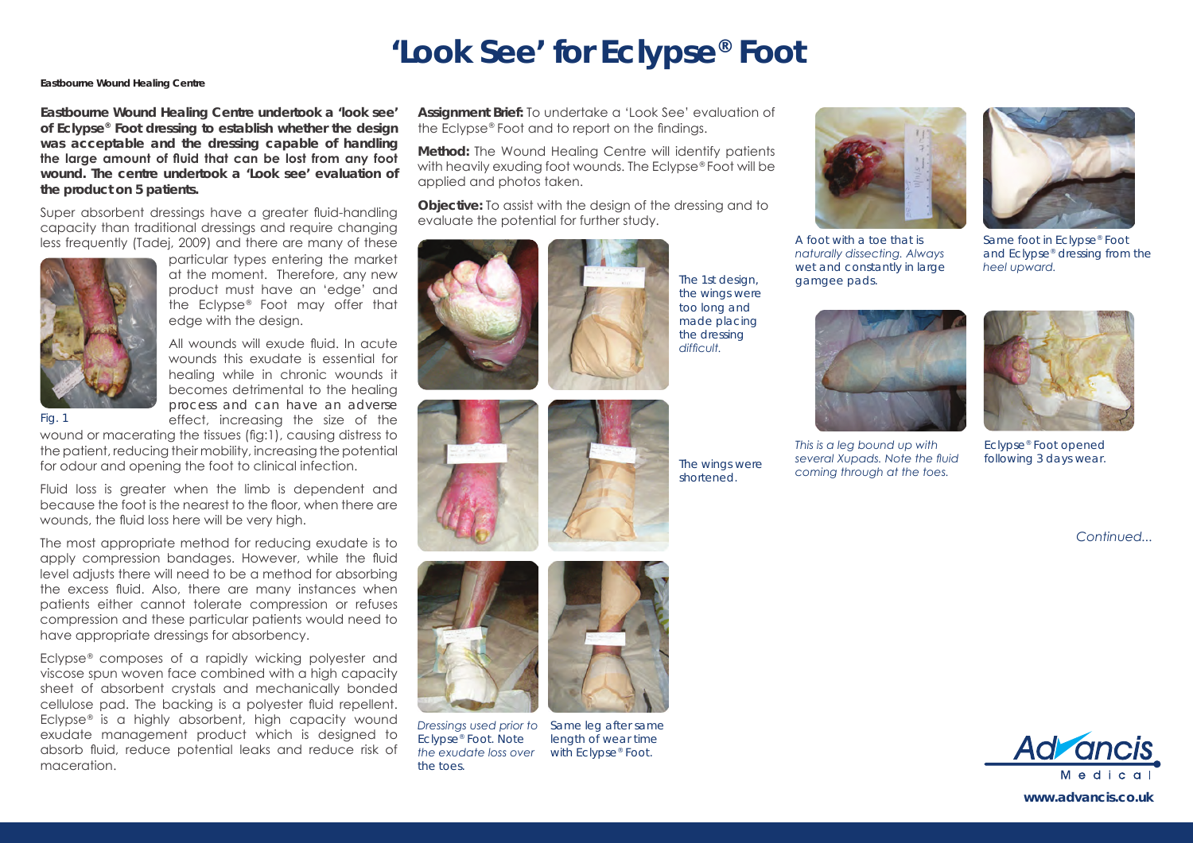# 'Look See' for Eclypse® Foot

**Eastbourne Wound Healing Centre**

**Eastbourne Wound Healing Centre undertook a 'look see' of Eclypse® Foot dressing to establish whether the design was acceptable and the dressing capable of handling the large amount of fluid that can be lost from any foot wound. The centre undertook a 'Look see' evaluation of the product on 5 patients.**

Super absorbent dressings have a greater fluid-handling capacity than traditional dressings and require changing less frequently (Tadej, 2009) and there are many of these particular types entering the market at the moment. Therefore, any new product must have an 'edge' and the Eclypse® Foot may offer that edge with the design.

Fig. 1

All wounds will exude fluid. In acute wounds this exudate is essential for healing while in chronic wounds it becomes detrimental to the healing process and can have an adverse effect, increasing the size of the wound or macerating the tissues (fig:1), causing distress to the patient, reducing their mobility, increasing the potential for odour and opening the foot to clinical infection.

Fluid loss is greater when the limb is dependent and because the foot is the nearest to the floor, when there are wounds, the fluid loss here will be very high.

The most appropriate method for reducing exudate is to apply compression bandages. However, while the fluid level adjusts there will need to be a method for absorbing the excess fluid. Also, there are many instances when patients either cannot tolerate compression or refuses compression and these particular patients would need to have appropriate dressings for absorbency.

Eclypse® composes of a rapidly wicking polyester and viscose spun woven face combined with a high capacity sheet of absorbent crystals and mechanically bonded cellulose pad. The backing is a polyester fluid repellent. Eclypse® is a highly absorbent, high capacity wound exudate management product which is designed to absorb fluid, reduce potential leaks and reduce risk of maceration.

**Assignment Brief:** To undertake a 'Look See' evaluation of the Eclypse® Foot and to report on the findings.

**Method:** The Wound Healing Centre will identify patients with heavily exuding foot wounds. The Eclypse® Foot will be applied and photos taken.

**Objective:** To assist with the design of the dressing and to evaluate the potential for further study.

The 1st design, the wings were too long and made placing the dressing *difficult.*

The wings were shortened.

*Dressings used prior to* Eclypse® Foot. Note *the exudate loss over* the toes.

Same leg after same length of wear time with Eclypse® Foot.

A foot with a toe that is *naturally dissecting. Always* wet and constantly in large gamgee pads.

Same foot in Eclypse® Foot and Eclypse® dressing from the *heel upward.*

*This is a leg bound up with several Xupads. Note the fluid coming through at the toes.*

Eclypse® Foot opened following 3 days wear.

*Continued...*

Advancis Medical

**www.advancis.co.uk**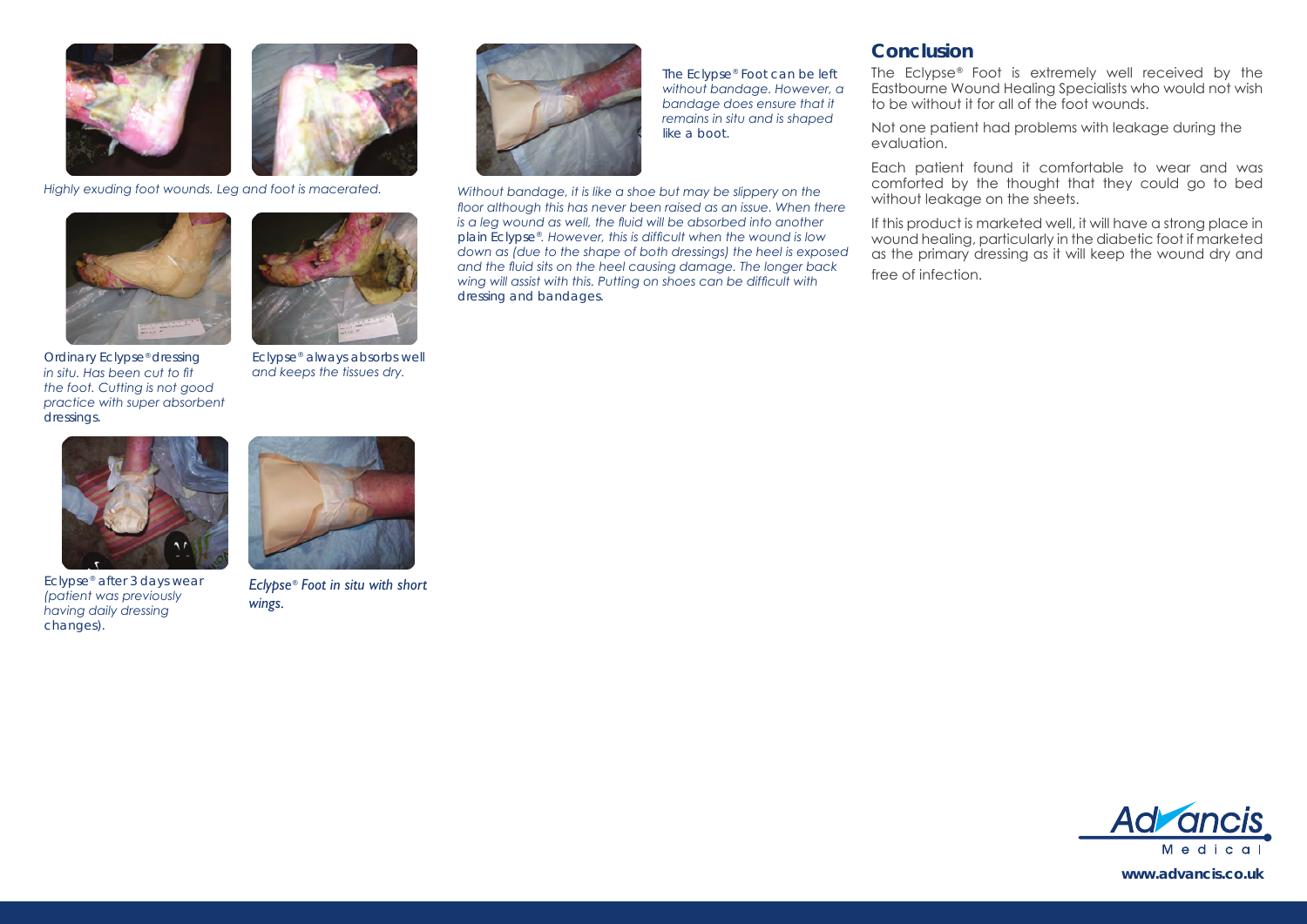*Highly exuding foot wounds. Leg and foot is macerated.*

Ordinary Eclypse® dressing *in situ. Has been cut to fit the foot. Cutting is not good practice with super absorbent* dressings.

Eclypse® always absorbs well *and keeps the tissues dry.*

Eclypse® after 3 days wear *(patient was previously having daily dressing* changes).

*Eclypse® Foot in situ with short wings.*

The Eclypse® Foot can be left *without bandage. However, a bandage does ensure that it remains in situ and is shaped* like a boot.

*Without bandage, it is like a shoe but may be slippery on the floor although this has never been raised as an issue. When there is a leg wound as well, the fluid will be absorbed into another* plain Eclypse®*. However, this is difficult when the wound is low down as (due to the shape of both dressings) the heel is exposed and the fluid sits on the heel causing damage. The longer back wing will assist with this. Putting on shoes can be difficult with* dressing and bandages.

## Conclusion

The Eclypse® Foot is extremely well received by the Eastbourne Wound Healing Specialists who would not wish to be without it for all of the foot wounds.

Not one patient had problems with leakage during the evaluation.

Each patient found it comfortable to wear and was comforted by the thought that they could go to bed without leakage on the sheets.

If this product is marketed well, it will have a strong place in wound healing, particularly in the diabetic foot if marketed as the primary dressing as it will keep the wound dry and free of infection.

Advancis Medical

www.advancis.co.uk